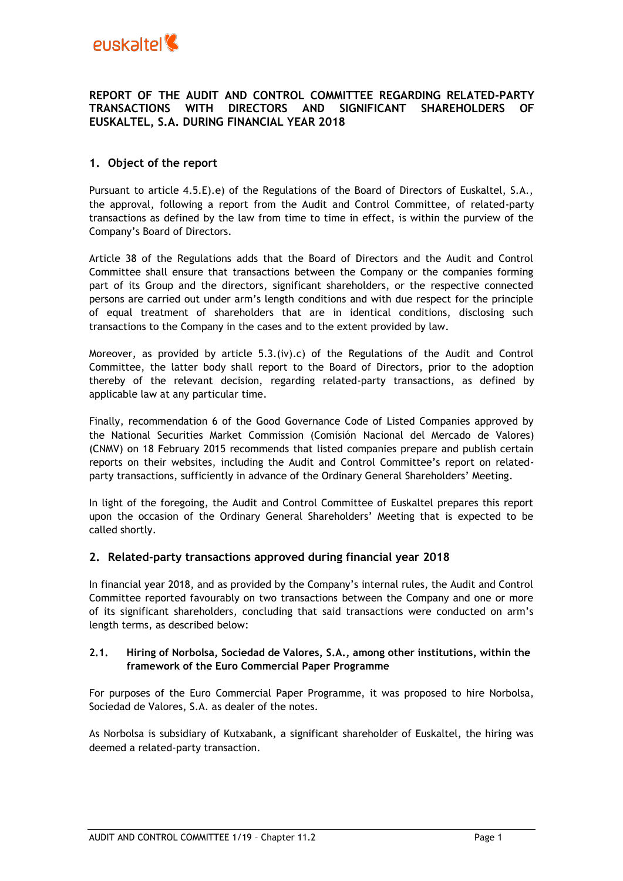# REPORT OF THE AUDIT AND CONTROL COMMITTEE REGARDING RELATED-PARTY TRANSACTIONS WITH DIRECTORS AND SIGNIFICANT SHAREHOLDERS OF EUSKALTEL, S.A. DURING FINANCIAL YEAR 2018

## 1. Object of the report

Pursuant to article 4.5.E).e) of the Regulations of the Board of Directors of Euskaltel, S.A., the approval, following a report from the Audit and Control Committee, of related-party transactions as defined by the law from time to time in effect, is within the purview of the Company's Board of Directors.

Article 38 of the Regulations adds that the Board of Directors and the Audit and Control Committee shall ensure that transactions between the Company or the companies forming part of its Group and the directors, significant shareholders, or the respective connected persons are carried out under arm's length conditions and with due respect for the principle of equal treatment of shareholders that are in identical conditions, disclosing such transactions to the Company in the cases and to the extent provided by law.

Moreover, as provided by article 5.3.(iv).c) of the Regulations of the Audit and Control Committee, the latter body shall report to the Board of Directors, prior to the adoption thereby of the relevant decision, regarding related-party transactions, as defined by applicable law at any particular time.

Finally, recommendation 6 of the Good Governance Code of Listed Companies approved by the National Securities Market Commission (Comisión Nacional del Mercado de Valores) (CNMV) on 18 February 2015 recommends that listed companies prepare and publish certain reports on their websites, including the Audit and Control Committee's report on related-party transactions, sufficiently in advance of the Ordinary General Shareholders' Meeting.

In light of the foregoing, the Audit and Control Committee of Euskaltel prepares this report upon the occasion of the Ordinary General Shareholders' Meeting that is expected to be called shortly.

## 2. Related-party transactions approved during financial year 2018

In financial year 2018, and as provided by the Company's internal rules, the Audit and Control Committee reported favourably on two transactions between the Company and one or more of its significant shareholders, concluding that said transactions were conducted on arm's length terms, as described below:

### 2.1. Hiring of Norbolsa, Sociedad de Valores, S.A., among other institutions, within the framework of the Euro Commercial Paper Programme

For purposes of the Euro Commercial Paper Programme, it was proposed to hire Norbolsa, Sociedad de Valores, S.A. as dealer of the notes.

As Norbolsa is subsidiary of Kutxabank, a significant shareholder of Euskaltel, the hiring was deemed a related-party transaction.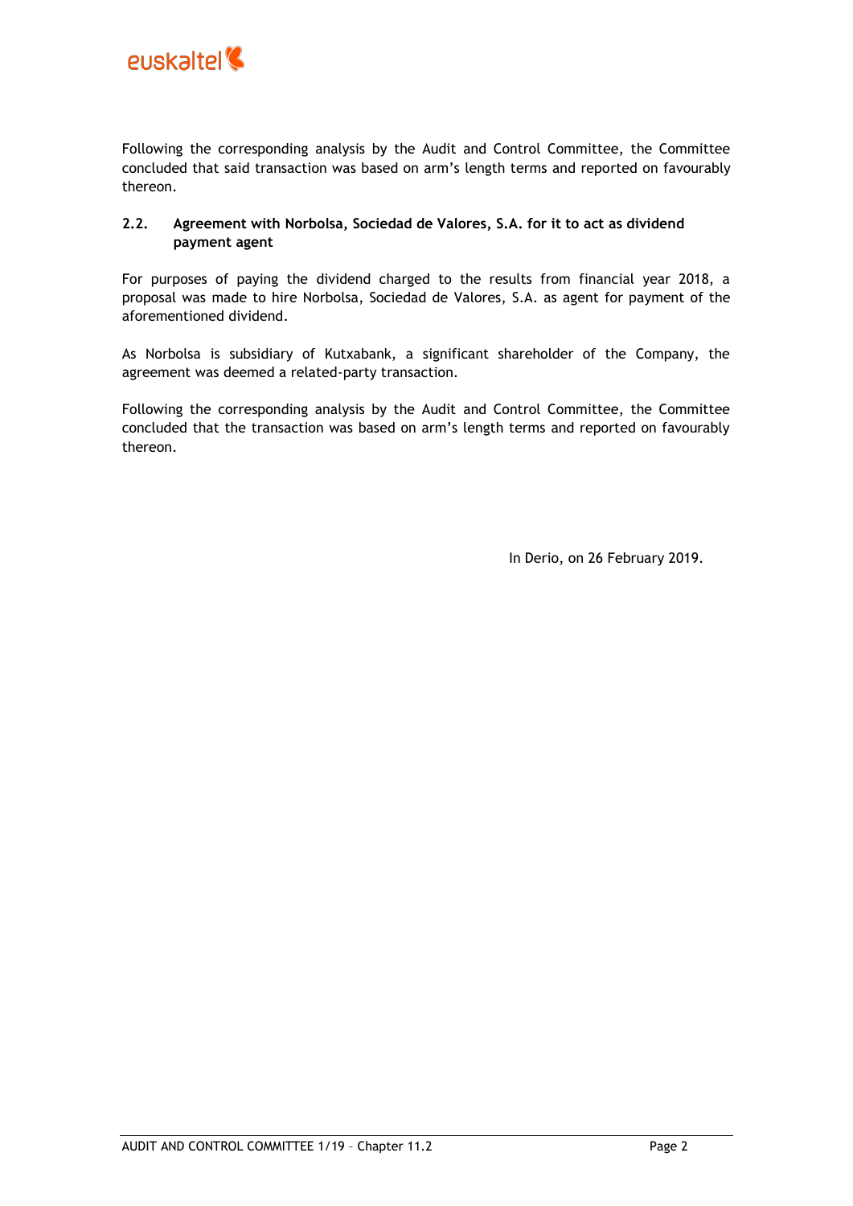Following the corresponding analysis by the Audit and Control Committee, the Committee concluded that said transaction was based on arm's length terms and reported on favourably thereon.

### 2.2. Agreement with Norbolsa, Sociedad de Valores, S.A. for it to act as dividend payment agent

For purposes of paying the dividend charged to the results from financial year 2018, a proposal was made to hire Norbolsa, Sociedad de Valores, S.A. as agent for payment of the aforementioned dividend.

As Norbolsa is subsidiary of Kutxabank, a significant shareholder of the Company, the agreement was deemed a related-party transaction.

Following the corresponding analysis by the Audit and Control Committee, the Committee concluded that the transaction was based on arm's length terms and reported on favourably thereon.

In Derio, on 26 February 2019.